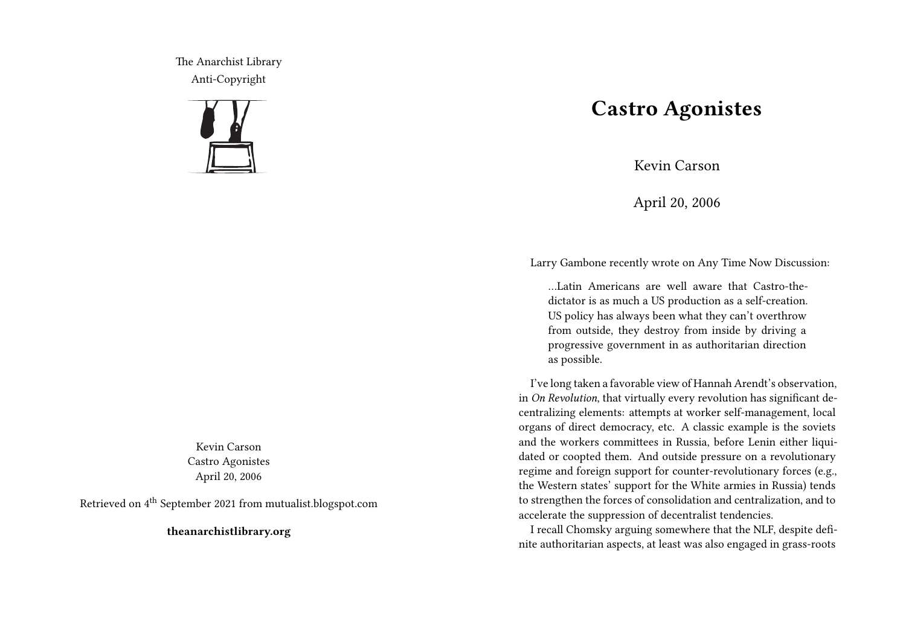The Anarchist Library
Anti-Copyright

Kevin Carson
Castro Agonistes
April 20, 2006

Retrieved on 4th September 2021 from mutualist.blogspot.com

**theanarchistlibrary.org**

# Castro Agonistes

Kevin Carson

April 20, 2006

Larry Gambone recently wrote on Any Time Now Discussion:

> …Latin Americans are well aware that Castro-the-dictator is as much a US production as a self-creation. US policy has always been what they can't overthrow from outside, they destroy from inside by driving a progressive government in as authoritarian direction as possible.

I've long taken a favorable view of Hannah Arendt's observation, in *On Revolution*, that virtually every revolution has significant decentralizing elements: attempts at worker self-management, local organs of direct democracy, etc. A classic example is the soviets and the workers committees in Russia, before Lenin either liquidated or coopted them. And outside pressure on a revolutionary regime and foreign support for counter-revolutionary forces (e.g., the Western states' support for the White armies in Russia) tends to strengthen the forces of consolidation and centralization, and to accelerate the suppression of decentralist tendencies.

I recall Chomsky arguing somewhere that the NLF, despite definite authoritarian aspects, at least was also engaged in grass-roots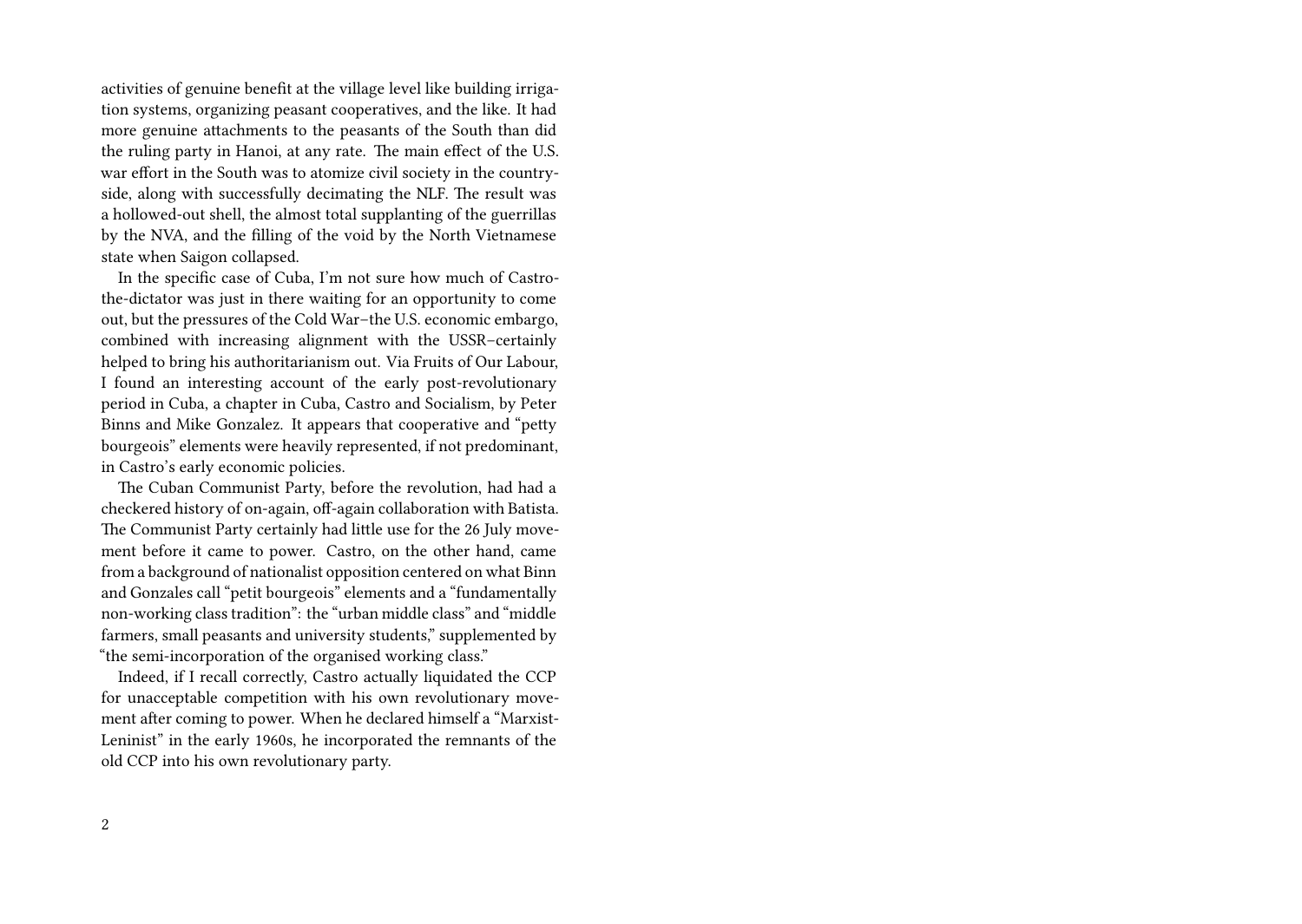activities of genuine benefit at the village level like building irrigation systems, organizing peasant cooperatives, and the like. It had more genuine attachments to the peasants of the South than did the ruling party in Hanoi, at any rate. The main effect of the U.S. war effort in the South was to atomize civil society in the countryside, along with successfully decimating the NLF. The result was a hollowed-out shell, the almost total supplanting of the guerrillas by the NVA, and the filling of the void by the North Vietnamese state when Saigon collapsed.

In the specific case of Cuba, I'm not sure how much of Castro-the-dictator was just in there waiting for an opportunity to come out, but the pressures of the Cold War–the U.S. economic embargo, combined with increasing alignment with the USSR–certainly helped to bring his authoritarianism out. Via Fruits of Our Labour, I found an interesting account of the early post-revolutionary period in Cuba, a chapter in Cuba, Castro and Socialism, by Peter Binns and Mike Gonzalez. It appears that cooperative and "petty bourgeois" elements were heavily represented, if not predominant, in Castro's early economic policies.

The Cuban Communist Party, before the revolution, had had a checkered history of on-again, off-again collaboration with Batista. The Communist Party certainly had little use for the 26 July movement before it came to power. Castro, on the other hand, came from a background of nationalist opposition centered on what Binn and Gonzales call "petit bourgeois" elements and a "fundamentally non-working class tradition": the "urban middle class" and "middle farmers, small peasants and university students," supplemented by "the semi-incorporation of the organised working class."

Indeed, if I recall correctly, Castro actually liquidated the CCP for unacceptable competition with his own revolutionary movement after coming to power. When he declared himself a "Marxist-Leninist" in the early 1960s, he incorporated the remnants of the old CCP into his own revolutionary party.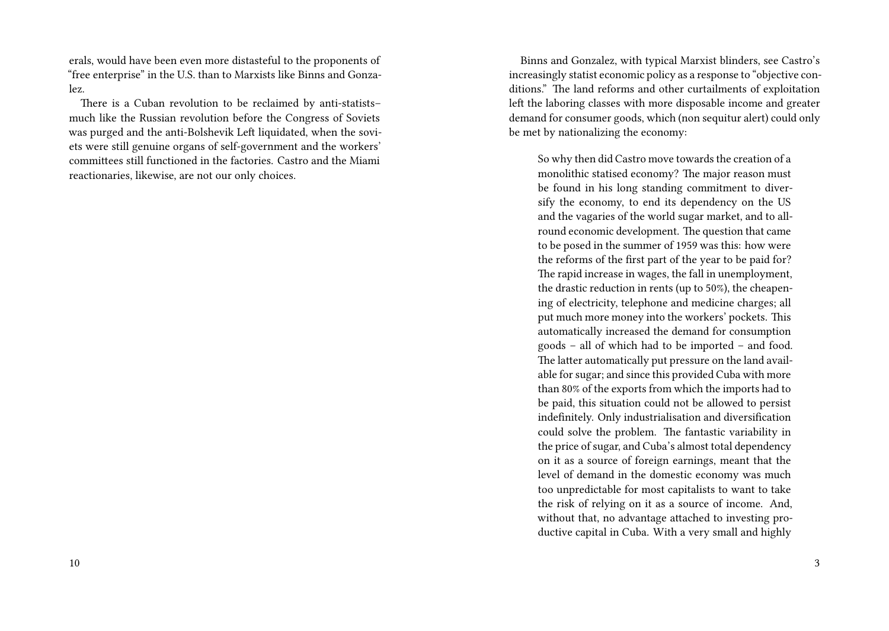erals, would have been even more distasteful to the proponents of "free enterprise" in the U.S. than to Marxists like Binns and Gonzalez.

There is a Cuban revolution to be reclaimed by anti-statists–much like the Russian revolution before the Congress of Soviets was purged and the anti-Bolshevik Left liquidated, when the soviets were still genuine organs of self-government and the workers' committees still functioned in the factories. Castro and the Miami reactionaries, likewise, are not our only choices.

Binns and Gonzalez, with typical Marxist blinders, see Castro's increasingly statist economic policy as a response to "objective conditions." The land reforms and other curtailments of exploitation left the laboring classes with more disposable income and greater demand for consumer goods, which (non sequitur alert) could only be met by nationalizing the economy:

> So why then did Castro move towards the creation of a monolithic statised economy? The major reason must be found in his long standing commitment to diversify the economy, to end its dependency on the US and the vagaries of the world sugar market, and to all-round economic development. The question that came to be posed in the summer of 1959 was this: how were the reforms of the first part of the year to be paid for? The rapid increase in wages, the fall in unemployment, the drastic reduction in rents (up to 50%), the cheapening of electricity, telephone and medicine charges; all put much more money into the workers' pockets. This automatically increased the demand for consumption goods – all of which had to be imported – and food. The latter automatically put pressure on the land available for sugar; and since this provided Cuba with more than 80% of the exports from which the imports had to be paid, this situation could not be allowed to persist indefinitely. Only industrialisation and diversification could solve the problem. The fantastic variability in the price of sugar, and Cuba's almost total dependency on it as a source of foreign earnings, meant that the level of demand in the domestic economy was much too unpredictable for most capitalists to want to take the risk of relying on it as a source of income. And, without that, no advantage attached to investing productive capital in Cuba. With a very small and highly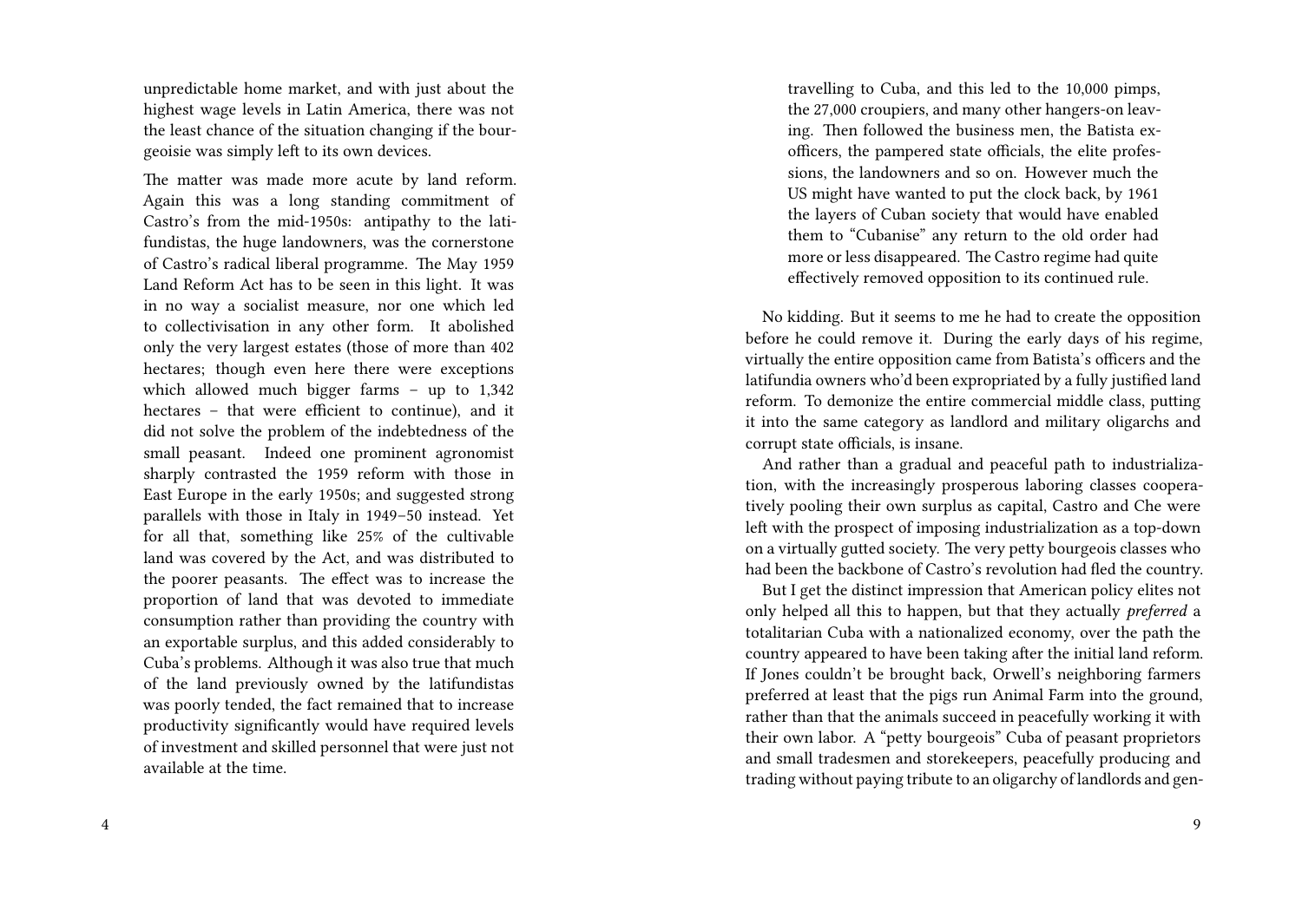unpredictable home market, and with just about the highest wage levels in Latin America, there was not the least chance of the situation changing if the bourgeoisie was simply left to its own devices.

The matter was made more acute by land reform. Again this was a long standing commitment of Castro's from the mid-1950s: antipathy to the latifundistas, the huge landowners, was the cornerstone of Castro's radical liberal programme. The May 1959 Land Reform Act has to be seen in this light. It was in no way a socialist measure, nor one which led to collectivisation in any other form. It abolished only the very largest estates (those of more than 402 hectares; though even here there were exceptions which allowed much bigger farms – up to 1,342 hectares – that were efficient to continue), and it did not solve the problem of the indebtedness of the small peasant. Indeed one prominent agronomist sharply contrasted the 1959 reform with those in East Europe in the early 1950s; and suggested strong parallels with those in Italy in 1949–50 instead. Yet for all that, something like 25% of the cultivable land was covered by the Act, and was distributed to the poorer peasants. The effect was to increase the proportion of land that was devoted to immediate consumption rather than providing the country with an exportable surplus, and this added considerably to Cuba's problems. Although it was also true that much of the land previously owned by the latifundistas was poorly tended, the fact remained that to increase productivity significantly would have required levels of investment and skilled personnel that were just not available at the time.

> travelling to Cuba, and this led to the 10,000 pimps, the 27,000 croupiers, and many other hangers-on leaving. Then followed the business men, the Batista ex-officers, the pampered state officials, the elite professions, the landowners and so on. However much the US might have wanted to put the clock back, by 1961 the layers of Cuban society that would have enabled them to "Cubanise" any return to the old order had more or less disappeared. The Castro regime had quite effectively removed opposition to its continued rule.

No kidding. But it seems to me he had to create the opposition before he could remove it. During the early days of his regime, virtually the entire opposition came from Batista's officers and the latifundia owners who'd been expropriated by a fully justified land reform. To demonize the entire commercial middle class, putting it into the same category as landlord and military oligarchs and corrupt state officials, is insane.

And rather than a gradual and peaceful path to industrialization, with the increasingly prosperous laboring classes cooperatively pooling their own surplus as capital, Castro and Che were left with the prospect of imposing industrialization as a top-down on a virtually gutted society. The very petty bourgeois classes who had been the backbone of Castro's revolution had fled the country.

But I get the distinct impression that American policy elites not only helped all this to happen, but that they actually *preferred* a totalitarian Cuba with a nationalized economy, over the path the country appeared to have been taking after the initial land reform. If Jones couldn't be brought back, Orwell's neighboring farmers preferred at least that the pigs run Animal Farm into the ground, rather than that the animals succeed in peacefully working it with their own labor. A "petty bourgeois" Cuba of peasant proprietors and small tradesmen and storekeepers, peacefully producing and trading without paying tribute to an oligarchy of landlords and gen-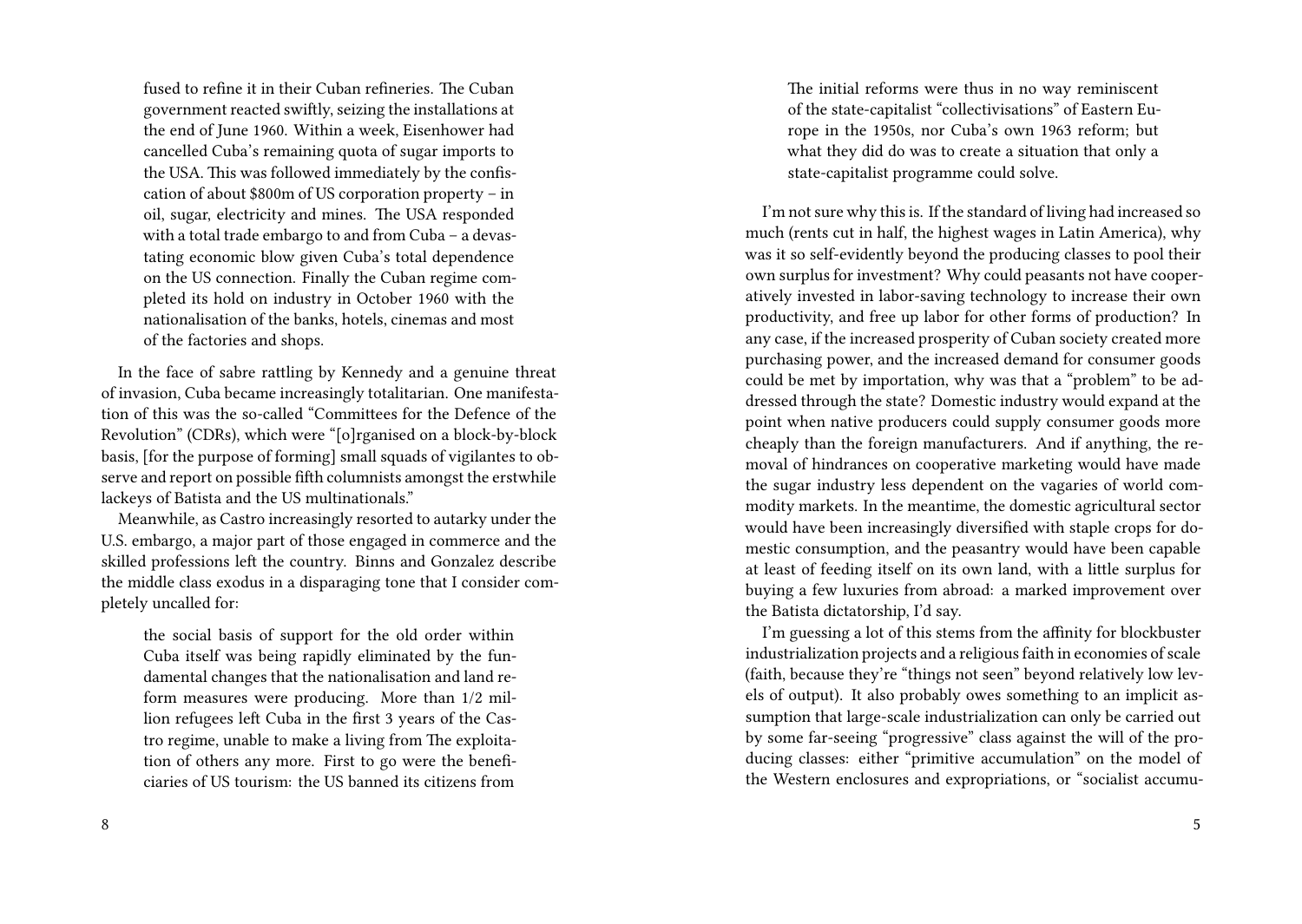> fused to refine it in their Cuban refineries. The Cuban government reacted swiftly, seizing the installations at the end of June 1960. Within a week, Eisenhower had cancelled Cuba's remaining quota of sugar imports to the USA. This was followed immediately by the confiscation of about $800m of US corporation property – in oil, sugar, electricity and mines. The USA responded with a total trade embargo to and from Cuba – a devastating economic blow given Cuba's total dependence on the US connection. Finally the Cuban regime completed its hold on industry in October 1960 with the nationalisation of the banks, hotels, cinemas and most of the factories and shops.

In the face of sabre rattling by Kennedy and a genuine threat of invasion, Cuba became increasingly totalitarian. One manifestation of this was the so-called "Committees for the Defence of the Revolution" (CDRs), which were "[o]rganised on a block-by-block basis, [for the purpose of forming] small squads of vigilantes to observe and report on possible fifth columnists amongst the erstwhile lackeys of Batista and the US multinationals."

Meanwhile, as Castro increasingly resorted to autarky under the U.S. embargo, a major part of those engaged in commerce and the skilled professions left the country. Binns and Gonzalez describe the middle class exodus in a disparaging tone that I consider completely uncalled for:

> the social basis of support for the old order within Cuba itself was being rapidly eliminated by the fundamental changes that the nationalisation and land reform measures were producing. More than 1/2 million refugees left Cuba in the first 3 years of the Castro regime, unable to make a living from The exploitation of others any more. First to go were the beneficiaries of US tourism: the US banned its citizens from

> The initial reforms were thus in no way reminiscent of the state-capitalist "collectivisations" of Eastern Europe in the 1950s, nor Cuba's own 1963 reform; but what they did do was to create a situation that only a state-capitalist programme could solve.

I'm not sure why this is. If the standard of living had increased so much (rents cut in half, the highest wages in Latin America), why was it so self-evidently beyond the producing classes to pool their own surplus for investment? Why could peasants not have cooperatively invested in labor-saving technology to increase their own productivity, and free up labor for other forms of production? In any case, if the increased prosperity of Cuban society created more purchasing power, and the increased demand for consumer goods could be met by importation, why was that a "problem" to be addressed through the state? Domestic industry would expand at the point when native producers could supply consumer goods more cheaply than the foreign manufacturers. And if anything, the removal of hindrances on cooperative marketing would have made the sugar industry less dependent on the vagaries of world commodity markets. In the meantime, the domestic agricultural sector would have been increasingly diversified with staple crops for domestic consumption, and the peasantry would have been capable at least of feeding itself on its own land, with a little surplus for buying a few luxuries from abroad: a marked improvement over the Batista dictatorship, I'd say.

I'm guessing a lot of this stems from the affinity for blockbuster industrialization projects and a religious faith in economies of scale (faith, because they're "things not seen" beyond relatively low levels of output). It also probably owes something to an implicit assumption that large-scale industrialization can only be carried out by some far-seeing "progressive" class against the will of the producing classes: either "primitive accumulation" on the model of the Western enclosures and expropriations, or "socialist accumu-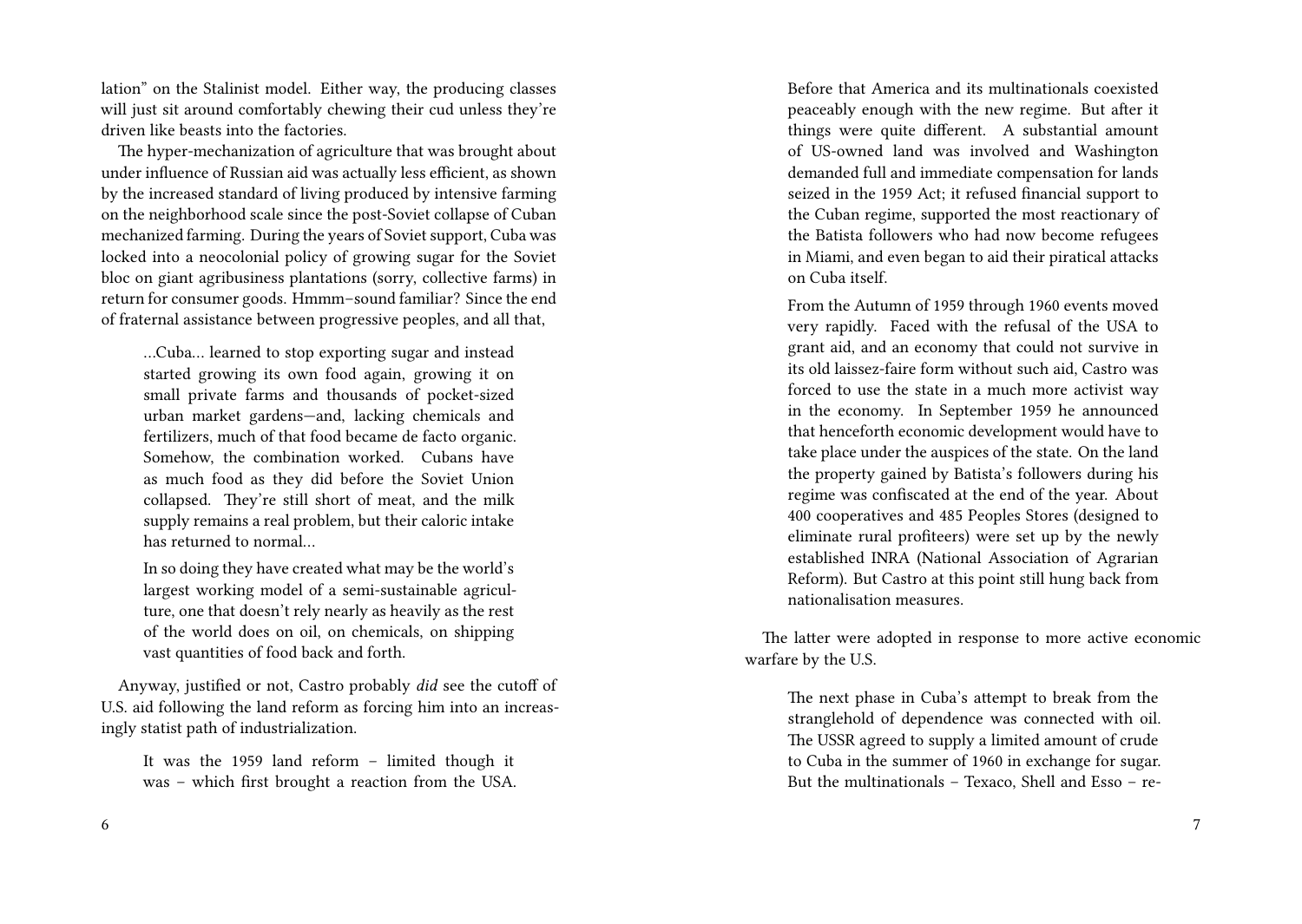lation" on the Stalinist model. Either way, the producing classes will just sit around comfortably chewing their cud unless they're driven like beasts into the factories.

The hyper-mechanization of agriculture that was brought about under influence of Russian aid was actually less efficient, as shown by the increased standard of living produced by intensive farming on the neighborhood scale since the post-Soviet collapse of Cuban mechanized farming. During the years of Soviet support, Cuba was locked into a neocolonial policy of growing sugar for the Soviet bloc on giant agribusiness plantations (sorry, collective farms) in return for consumer goods. Hmmm–sound familiar? Since the end of fraternal assistance between progressive peoples, and all that,

> …Cuba… learned to stop exporting sugar and instead started growing its own food again, growing it on small private farms and thousands of pocket-sized urban market gardens—and, lacking chemicals and fertilizers, much of that food became de facto organic. Somehow, the combination worked. Cubans have as much food as they did before the Soviet Union collapsed. They're still short of meat, and the milk supply remains a real problem, but their caloric intake has returned to normal…
>
> In so doing they have created what may be the world's largest working model of a semi-sustainable agriculture, one that doesn't rely nearly as heavily as the rest of the world does on oil, on chemicals, on shipping vast quantities of food back and forth.

Anyway, justified or not, Castro probably *did* see the cutoff of U.S. aid following the land reform as forcing him into an increasingly statist path of industrialization.

> It was the 1959 land reform – limited though it was – which first brought a reaction from the USA. Before that America and its multinationals coexisted peaceably enough with the new regime. But after it things were quite different. A substantial amount of US-owned land was involved and Washington demanded full and immediate compensation for lands seized in the 1959 Act; it refused financial support to the Cuban regime, supported the most reactionary of the Batista followers who had now become refugees in Miami, and even began to aid their piratical attacks on Cuba itself.
>
> From the Autumn of 1959 through 1960 events moved very rapidly. Faced with the refusal of the USA to grant aid, and an economy that could not survive in its old laissez-faire form without such aid, Castro was forced to use the state in a much more activist way in the economy. In September 1959 he announced that henceforth economic development would have to take place under the auspices of the state. On the land the property gained by Batista's followers during his regime was confiscated at the end of the year. About 400 cooperatives and 485 Peoples Stores (designed to eliminate rural profiteers) were set up by the newly established INRA (National Association of Agrarian Reform). But Castro at this point still hung back from nationalisation measures.

The latter were adopted in response to more active economic warfare by the U.S.

> The next phase in Cuba's attempt to break from the stranglehold of dependence was connected with oil. The USSR agreed to supply a limited amount of crude to Cuba in the summer of 1960 in exchange for sugar. But the multinationals – Texaco, Shell and Esso – re-